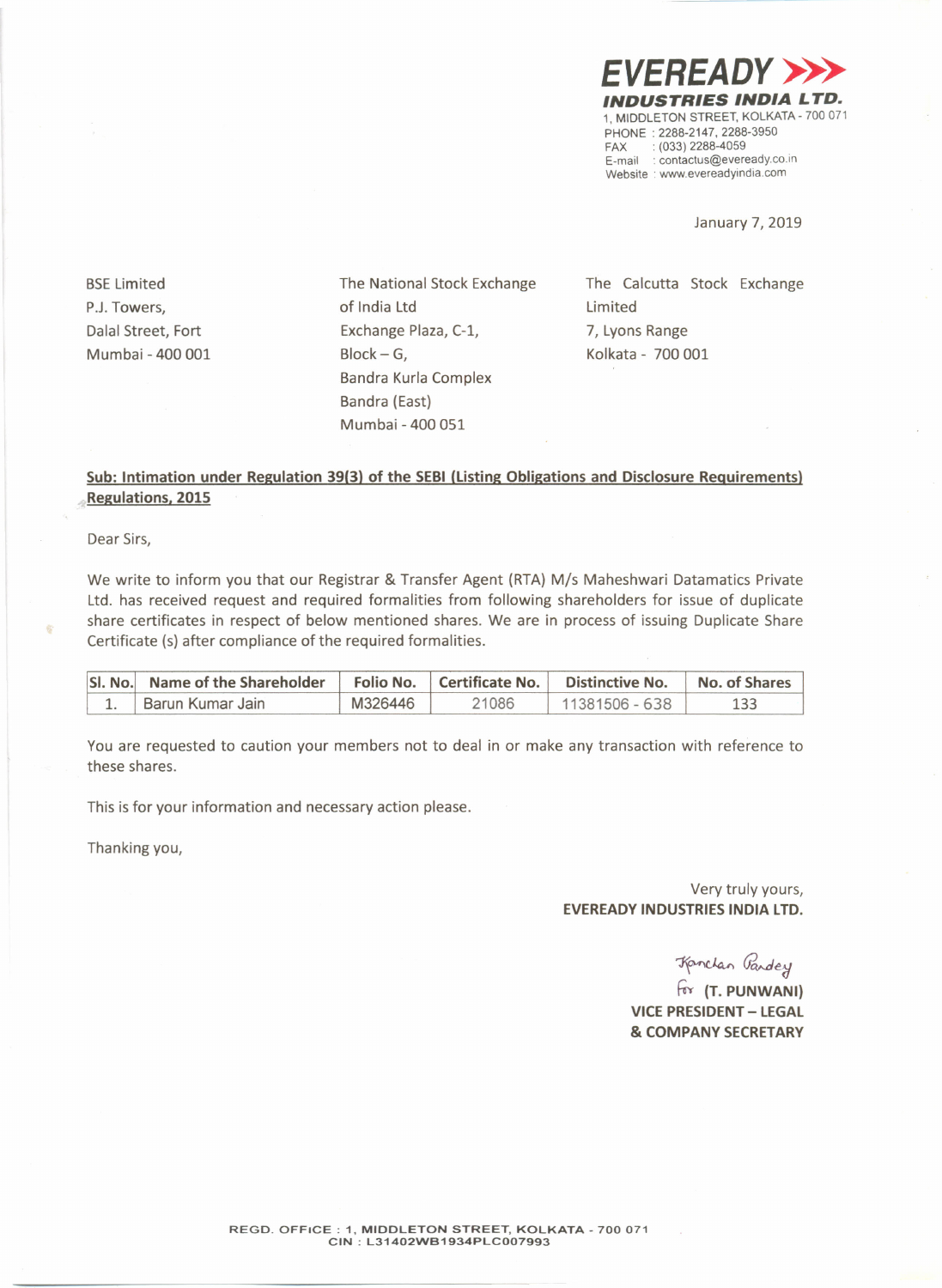**EVEREADY INDUSTRIES INDIA LTD.**
1, MIDDLETON STREET, KOLKATA - 700 071
PHONE : 2288-2147, 2288-3950
FAX : (033) 2288-4059
E-mail : contactus@eveready.co.in
Website : www.evereadyindia.com

January 7, 2019

BSE Limited
P.J. Towers,
Dalal Street, Fort
Mumbai - 400 001

The National Stock Exchange of India Ltd
Exchange Plaza, C-1,
Block – G,
Bandra Kurla Complex
Bandra (East)
Mumbai - 400 051

The Calcutta Stock Exchange Limited
7, Lyons Range
Kolkata - 700 001

**Sub: Intimation under Regulation 39(3) of the SEBI (Listing Obligations and Disclosure Requirements) Regulations, 2015**

Dear Sirs,

We write to inform you that our Registrar & Transfer Agent (RTA) M/s Maheshwari Datamatics Private Ltd. has received request and required formalities from following shareholders for issue of duplicate share certificates in respect of below mentioned shares. We are in process of issuing Duplicate Share Certificate (s) after compliance of the required formalities.

| Sl. No. | Name of the Shareholder | Folio No. | Certificate No. | Distinctive No. | No. of Shares |
|---|---|---|---|---|---|
| 1. | Barun Kumar Jain | M326446 | 21086 | 11381506 - 638 | 133 |

You are requested to caution your members not to deal in or make any transaction with reference to these shares.

This is for your information and necessary action please.

Thanking you,

Very truly yours,
**EVEREADY INDUSTRIES INDIA LTD.**

Kanchan Pandey
for **(T. PUNWANI)**
**VICE PRESIDENT – LEGAL & COMPANY SECRETARY**

REGD. OFFICE : 1, MIDDLETON STREET, KOLKATA - 700 071
CIN : L31402WB1934PLC007993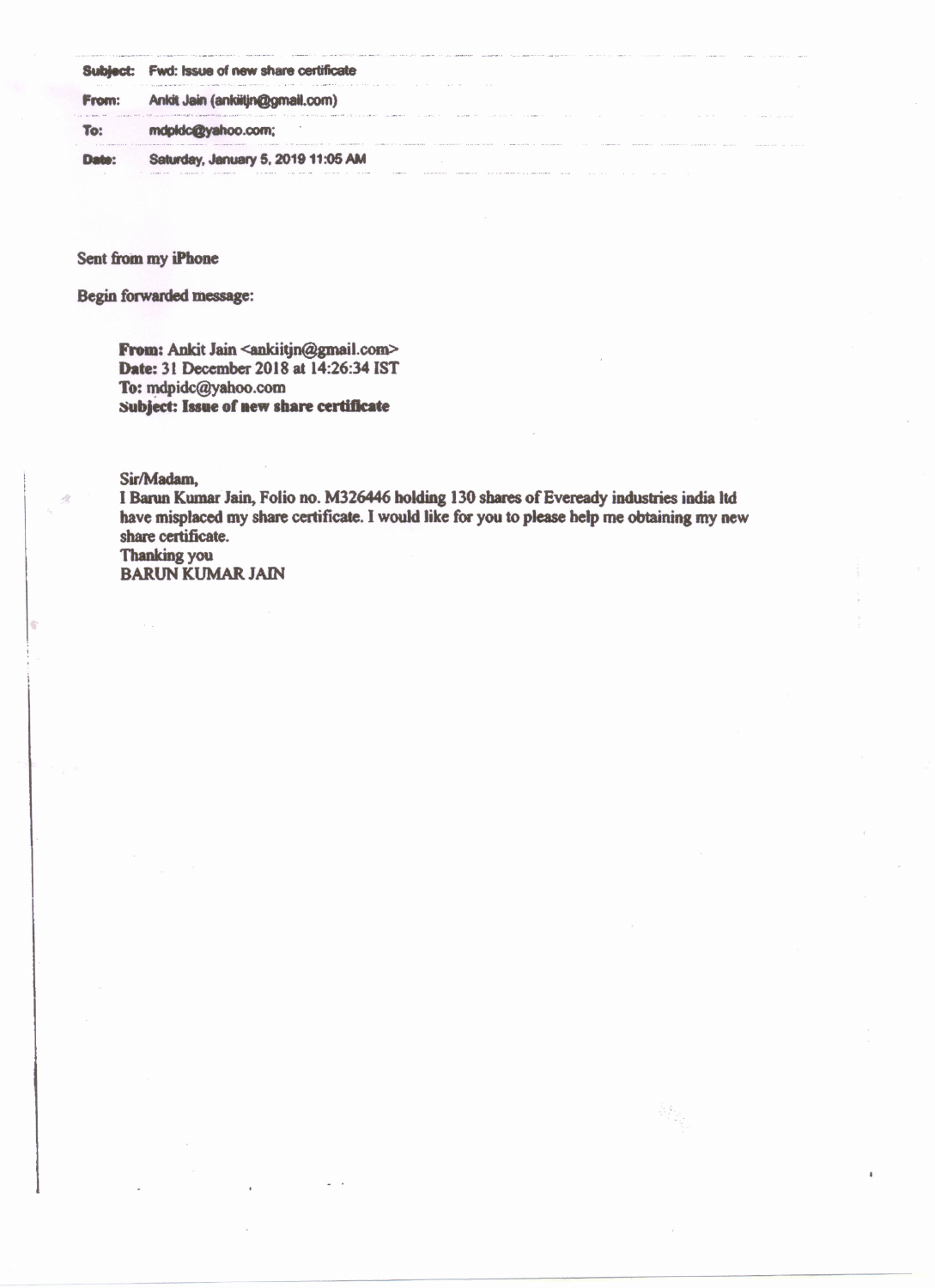**Subject:** Fwd: Issue of new share certificate

**From:** Ankit Jain (ankiitjn@gmail.com)

**To:** mdpidc@yahoo.com;

**Date:** Saturday, January 5, 2019 11:05 AM

Sent from my iPhone

Begin forwarded message:

> **From:** Ankit Jain <ankiitjn@gmail.com>
> **Date:** 31 December 2018 at 14:26:34 IST
> **To:** mdpidc@yahoo.com
> **Subject: Issue of new share certificate**
>
> Sir/Madam,
> I Barun Kumar Jain, Folio no. M326446 holding 130 shares of Eveready industries india ltd have misplaced my share certificate. I would like for you to please help me obtaining my new share certificate.
> Thanking you
> BARUN KUMAR JAIN